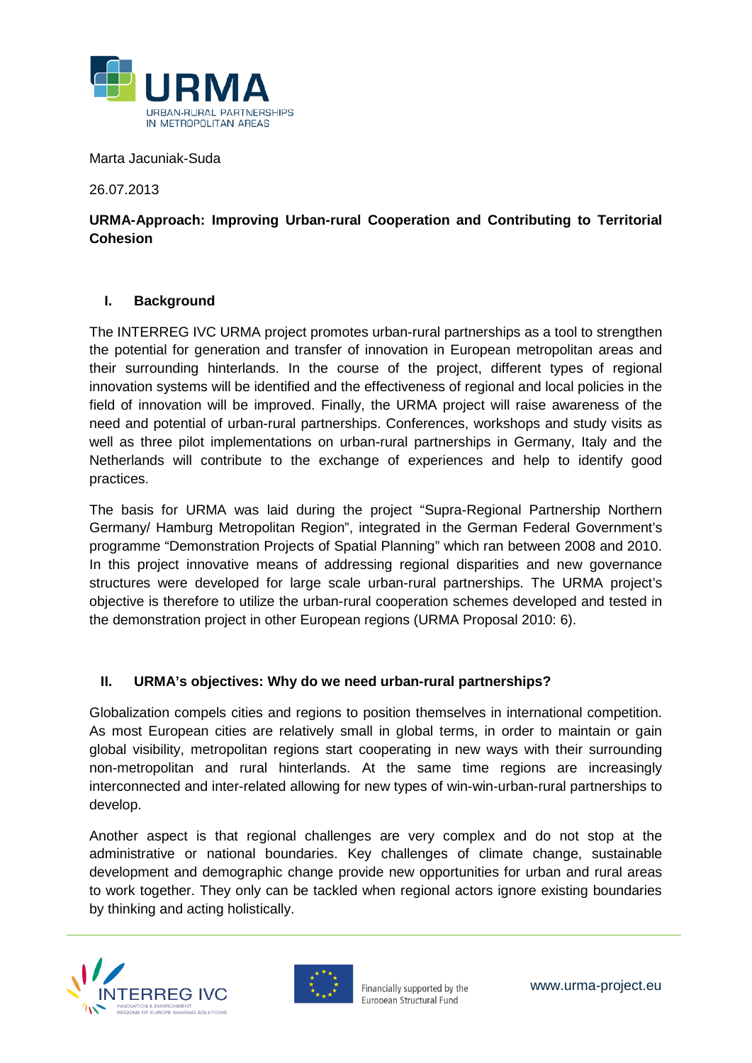Marta Jacuniak-Suda

26.07.2013

**URMA-Approach: Improving Urban-rural Cooperation and Contributing to Territorial Cohesion**

## I. Background

The INTERREG IVC URMA project promotes urban-rural partnerships as a tool to strengthen the potential for generation and transfer of innovation in European metropolitan areas and their surrounding hinterlands. In the course of the project, different types of regional innovation systems will be identified and the effectiveness of regional and local policies in the field of innovation will be improved. Finally, the URMA project will raise awareness of the need and potential of urban-rural partnerships. Conferences, workshops and study visits as well as three pilot implementations on urban-rural partnerships in Germany, Italy and the Netherlands will contribute to the exchange of experiences and help to identify good practices.

The basis for URMA was laid during the project "Supra-Regional Partnership Northern Germany/ Hamburg Metropolitan Region", integrated in the German Federal Government's programme "Demonstration Projects of Spatial Planning" which ran between 2008 and 2010. In this project innovative means of addressing regional disparities and new governance structures were developed for large scale urban-rural partnerships. The URMA project's objective is therefore to utilize the urban-rural cooperation schemes developed and tested in the demonstration project in other European regions (URMA Proposal 2010: 6).

## II. URMA's objectives: Why do we need urban-rural partnerships?

Globalization compels cities and regions to position themselves in international competition. As most European cities are relatively small in global terms, in order to maintain or gain global visibility, metropolitan regions start cooperating in new ways with their surrounding non-metropolitan and rural hinterlands. At the same time regions are increasingly interconnected and inter-related allowing for new types of win-win-urban-rural partnerships to develop.

Another aspect is that regional challenges are very complex and do not stop at the administrative or national boundaries. Key challenges of climate change, sustainable development and demographic change provide new opportunities for urban and rural areas to work together. They only can be tackled when regional actors ignore existing boundaries by thinking and acting holistically.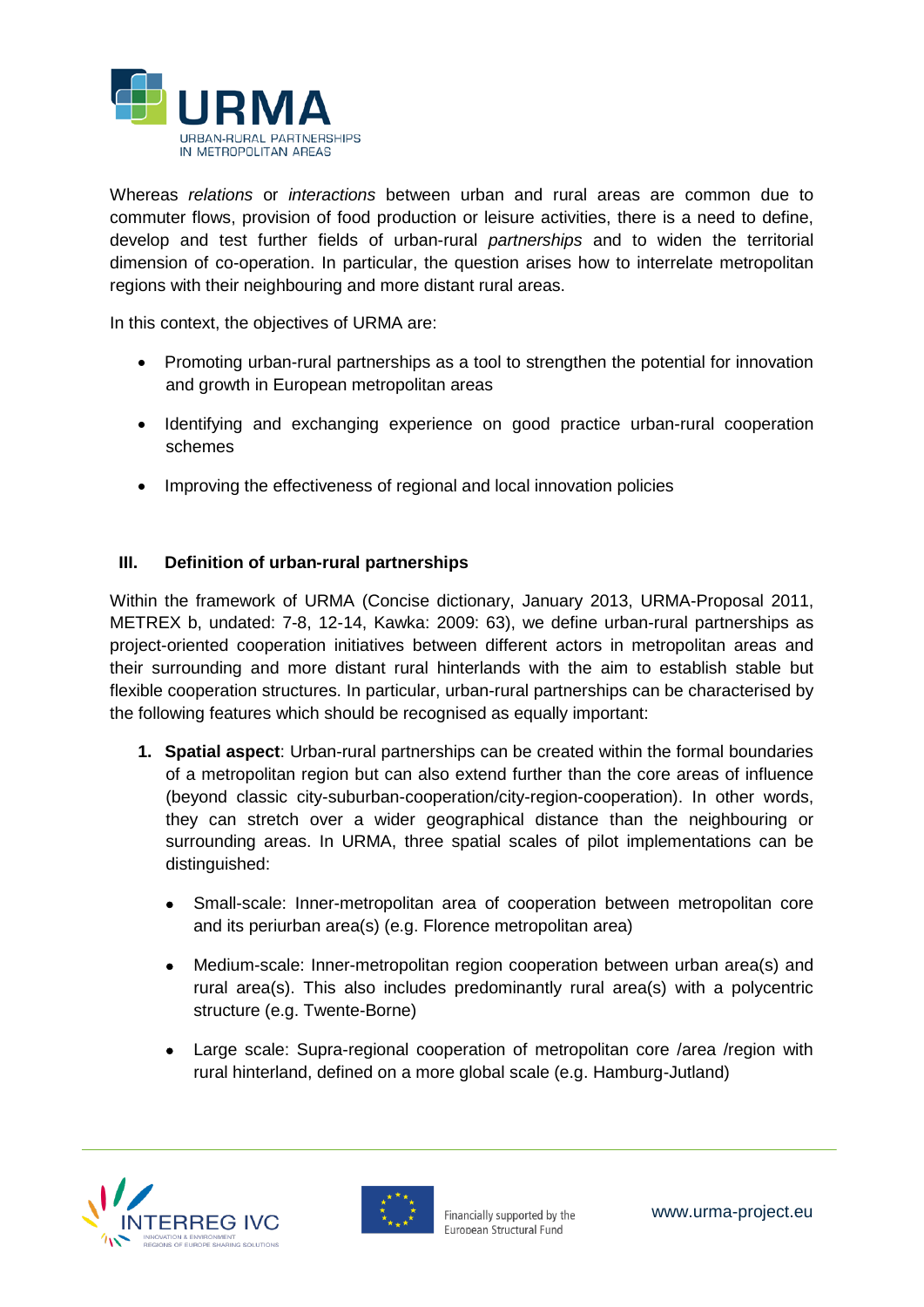Whereas *relations* or *interactions* between urban and rural areas are common due to commuter flows, provision of food production or leisure activities, there is a need to define, develop and test further fields of urban-rural *partnerships* and to widen the territorial dimension of co-operation. In particular, the question arises how to interrelate metropolitan regions with their neighbouring and more distant rural areas.

In this context, the objectives of URMA are:

- Promoting urban-rural partnerships as a tool to strengthen the potential for innovation and growth in European metropolitan areas
- Identifying and exchanging experience on good practice urban-rural cooperation schemes
- Improving the effectiveness of regional and local innovation policies

## III. Definition of urban-rural partnerships

Within the framework of URMA (Concise dictionary, January 2013, URMA-Proposal 2011, METREX b, undated: 7-8, 12-14, Kawka: 2009: 63), we define urban-rural partnerships as project-oriented cooperation initiatives between different actors in metropolitan areas and their surrounding and more distant rural hinterlands with the aim to establish stable but flexible cooperation structures. In particular, urban-rural partnerships can be characterised by the following features which should be recognised as equally important:

1. **Spatial aspect**: Urban-rural partnerships can be created within the formal boundaries of a metropolitan region but can also extend further than the core areas of influence (beyond classic city-suburban-cooperation/city-region-cooperation). In other words, they can stretch over a wider geographical distance than the neighbouring or surrounding areas. In URMA, three spatial scales of pilot implementations can be distinguished:

   - Small-scale: Inner-metropolitan area of cooperation between metropolitan core and its periurban area(s) (e.g. Florence metropolitan area)
   - Medium-scale: Inner-metropolitan region cooperation between urban area(s) and rural area(s). This also includes predominantly rural area(s) with a polycentric structure (e.g. Twente-Borne)
   - Large scale: Supra-regional cooperation of metropolitan core /area /region with rural hinterland, defined on a more global scale (e.g. Hamburg-Jutland)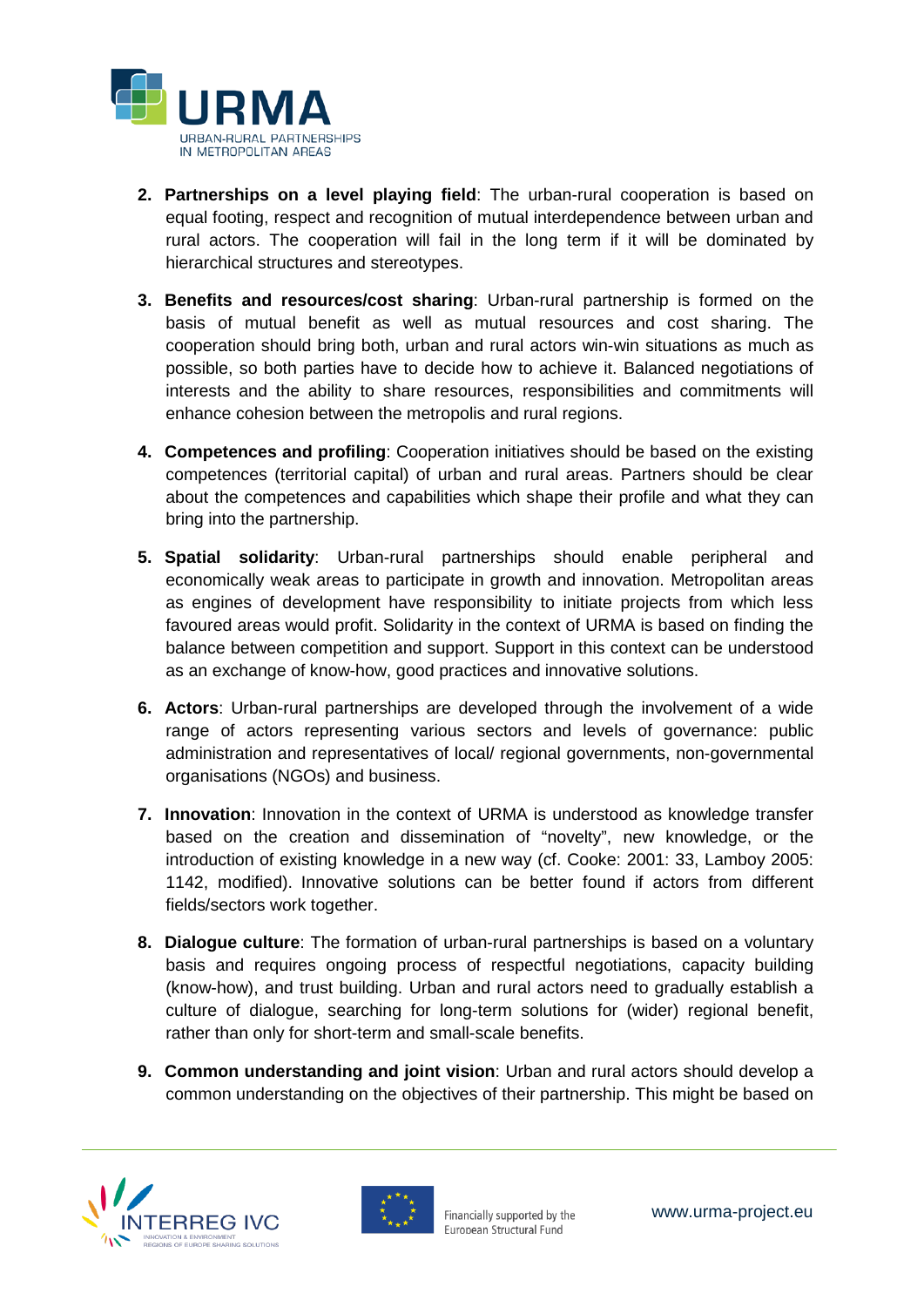2. **Partnerships on a level playing field**: The urban-rural cooperation is based on equal footing, respect and recognition of mutual interdependence between urban and rural actors. The cooperation will fail in the long term if it will be dominated by hierarchical structures and stereotypes.

3. **Benefits and resources/cost sharing**: Urban-rural partnership is formed on the basis of mutual benefit as well as mutual resources and cost sharing. The cooperation should bring both, urban and rural actors win-win situations as much as possible, so both parties have to decide how to achieve it. Balanced negotiations of interests and the ability to share resources, responsibilities and commitments will enhance cohesion between the metropolis and rural regions.

4. **Competences and profiling**: Cooperation initiatives should be based on the existing competences (territorial capital) of urban and rural areas. Partners should be clear about the competences and capabilities which shape their profile and what they can bring into the partnership.

5. **Spatial solidarity**: Urban-rural partnerships should enable peripheral and economically weak areas to participate in growth and innovation. Metropolitan areas as engines of development have responsibility to initiate projects from which less favoured areas would profit. Solidarity in the context of URMA is based on finding the balance between competition and support. Support in this context can be understood as an exchange of know-how, good practices and innovative solutions.

6. **Actors**: Urban-rural partnerships are developed through the involvement of a wide range of actors representing various sectors and levels of governance: public administration and representatives of local/ regional governments, non-governmental organisations (NGOs) and business.

7. **Innovation**: Innovation in the context of URMA is understood as knowledge transfer based on the creation and dissemination of "novelty", new knowledge, or the introduction of existing knowledge in a new way (cf. Cooke: 2001: 33, Lamboy 2005: 1142, modified). Innovative solutions can be better found if actors from different fields/sectors work together.

8. **Dialogue culture**: The formation of urban-rural partnerships is based on a voluntary basis and requires ongoing process of respectful negotiations, capacity building (know-how), and trust building. Urban and rural actors need to gradually establish a culture of dialogue, searching for long-term solutions for (wider) regional benefit, rather than only for short-term and small-scale benefits.

9. **Common understanding and joint vision**: Urban and rural actors should develop a common understanding on the objectives of their partnership. This might be based on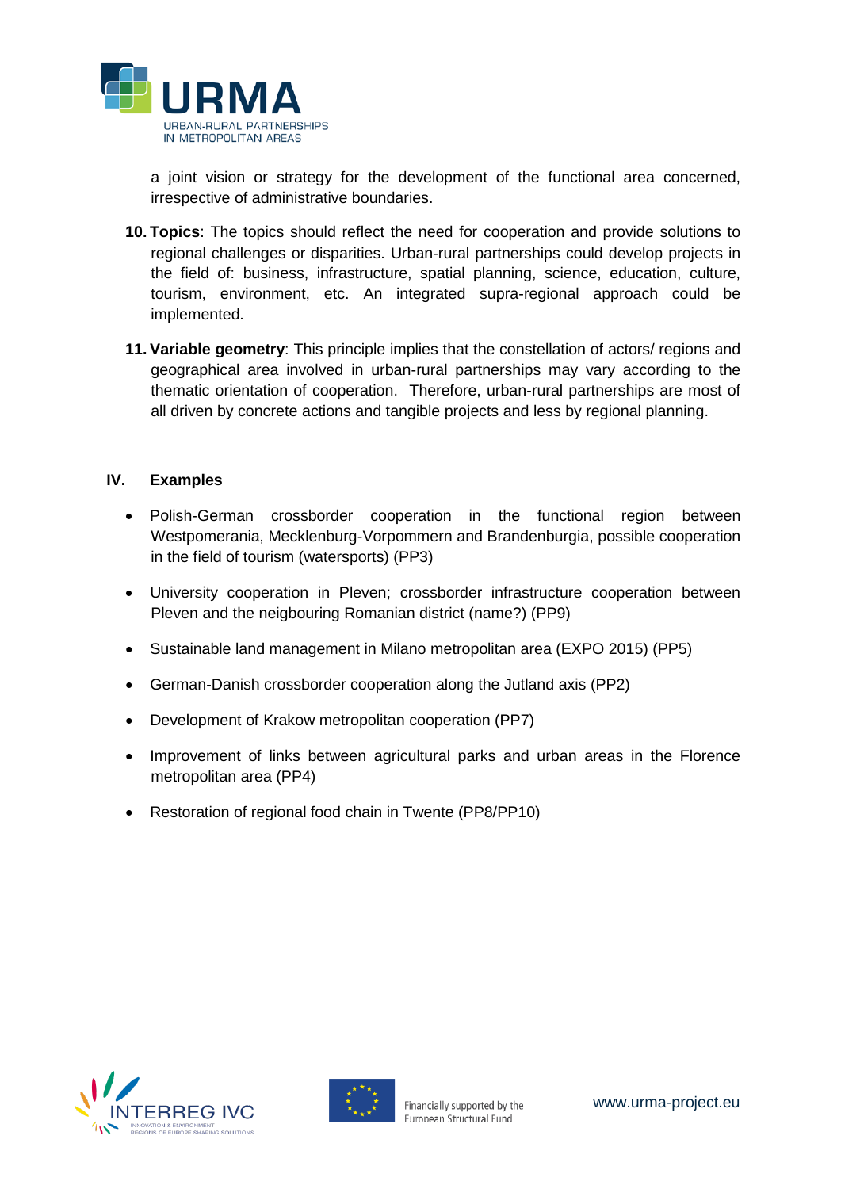a joint vision or strategy for the development of the functional area concerned, irrespective of administrative boundaries.

10. **Topics**: The topics should reflect the need for cooperation and provide solutions to regional challenges or disparities. Urban-rural partnerships could develop projects in the field of: business, infrastructure, spatial planning, science, education, culture, tourism, environment, etc. An integrated supra-regional approach could be implemented.

11. **Variable geometry**: This principle implies that the constellation of actors/ regions and geographical area involved in urban-rural partnerships may vary according to the thematic orientation of cooperation. Therefore, urban-rural partnerships are most of all driven by concrete actions and tangible projects and less by regional planning.

## IV. Examples

- Polish-German crossborder cooperation in the functional region between Westpomerania, Mecklenburg-Vorpommern and Brandenburgia, possible cooperation in the field of tourism (watersports) (PP3)
- University cooperation in Pleven; crossborder infrastructure cooperation between Pleven and the neigbouring Romanian district (name?) (PP9)
- Sustainable land management in Milano metropolitan area (EXPO 2015) (PP5)
- German-Danish crossborder cooperation along the Jutland axis (PP2)
- Development of Krakow metropolitan cooperation (PP7)
- Improvement of links between agricultural parks and urban areas in the Florence metropolitan area (PP4)
- Restoration of regional food chain in Twente (PP8/PP10)